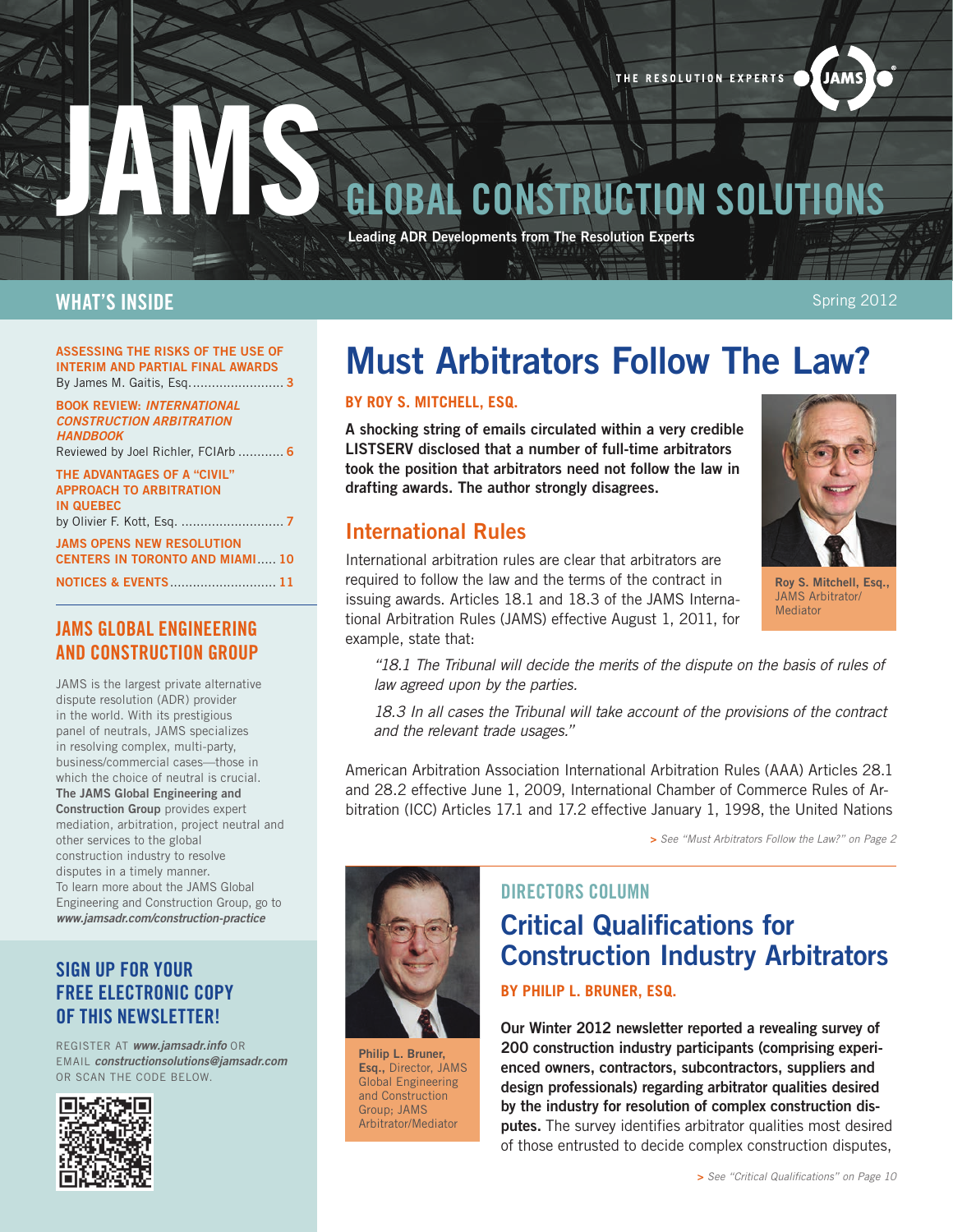THE RESOLUTION EXPERTS JAMS

# JAMS GLOBAL CONSTRUCTION SOLUTIONS

**Leading ADR Developments from The Resolution Experts**

## WHAT'S INSIDE

Spring 2012

**ASSESSING THE RISKS OF THE USE OF INTERIM AND PARTIAL FINAL AWARDS**
By James M. Gaitis, Esq. ........................ 3

**BOOK REVIEW: *INTERNATIONAL CONSTRUCTION ARBITRATION HANDBOOK***
Reviewed by Joel Richler, FCIArb ............ 6

**THE ADVANTAGES OF A "CIVIL" APPROACH TO ARBITRATION IN QUEBEC**
by Olivier F. Kott, Esq. ........................... 7

**JAMS OPENS NEW RESOLUTION CENTERS IN TORONTO AND MIAMI** ..... 10

**NOTICES & EVENTS** ............................ 11

## JAMS GLOBAL ENGINEERING AND CONSTRUCTION GROUP

JAMS is the largest private alternative dispute resolution (ADR) provider in the world. With its prestigious panel of neutrals, JAMS specializes in resolving complex, multi-party, business/commercial cases—those in which the choice of neutral is crucial. **The JAMS Global Engineering and Construction Group** provides expert mediation, arbitration, project neutral and other services to the global construction industry to resolve disputes in a timely manner. To learn more about the JAMS Global Engineering and Construction Group, go to ***www.jamsadr.com/construction-practice***

## SIGN UP FOR YOUR FREE ELECTRONIC COPY OF THIS NEWSLETTER!

REGISTER AT ***www.jamsadr.info*** OR EMAIL ***constructionsolutions@jamsadr.com*** OR SCAN THE CODE BELOW.

# Must Arbitrators Follow The Law?

**BY ROY S. MITCHELL, ESQ.**

**A shocking string of emails circulated within a very credible LISTSERV disclosed that a number of full-time arbitrators took the position that arbitrators need not follow the law in drafting awards. The author strongly disagrees.**

**Roy S. Mitchell, Esq.,** JAMS Arbitrator/ Mediator

## International Rules

International arbitration rules are clear that arbitrators are required to follow the law and the terms of the contract in issuing awards. Articles 18.1 and 18.3 of the JAMS International Arbitration Rules (JAMS) effective August 1, 2011, for example, state that:

> *"18.1 The Tribunal will decide the merits of the dispute on the basis of rules of law agreed upon by the parties.*
>
> *18.3 In all cases the Tribunal will take account of the provisions of the contract and the relevant trade usages."*

American Arbitration Association International Arbitration Rules (AAA) Articles 28.1 and 28.2 effective June 1, 2009, International Chamber of Commerce Rules of Arbitration (ICC) Articles 17.1 and 17.2 effective January 1, 1998, the United Nations

*> See "Must Arbitrators Follow the Law?" on Page 2*

## DIRECTORS COLUMN

# Critical Qualifications for Construction Industry Arbitrators

**BY PHILIP L. BRUNER, ESQ.**

**Philip L. Bruner, Esq.,** Director, JAMS Global Engineering and Construction Group; JAMS Arbitrator/Mediator

**Our Winter 2012 newsletter reported a revealing survey of 200 construction industry participants (comprising experienced owners, contractors, subcontractors, suppliers and design professionals) regarding arbitrator qualities desired by the industry for resolution of complex construction disputes.** The survey identifies arbitrator qualities most desired of those entrusted to decide complex construction disputes,

*> See "Critical Qualifications" on Page 10*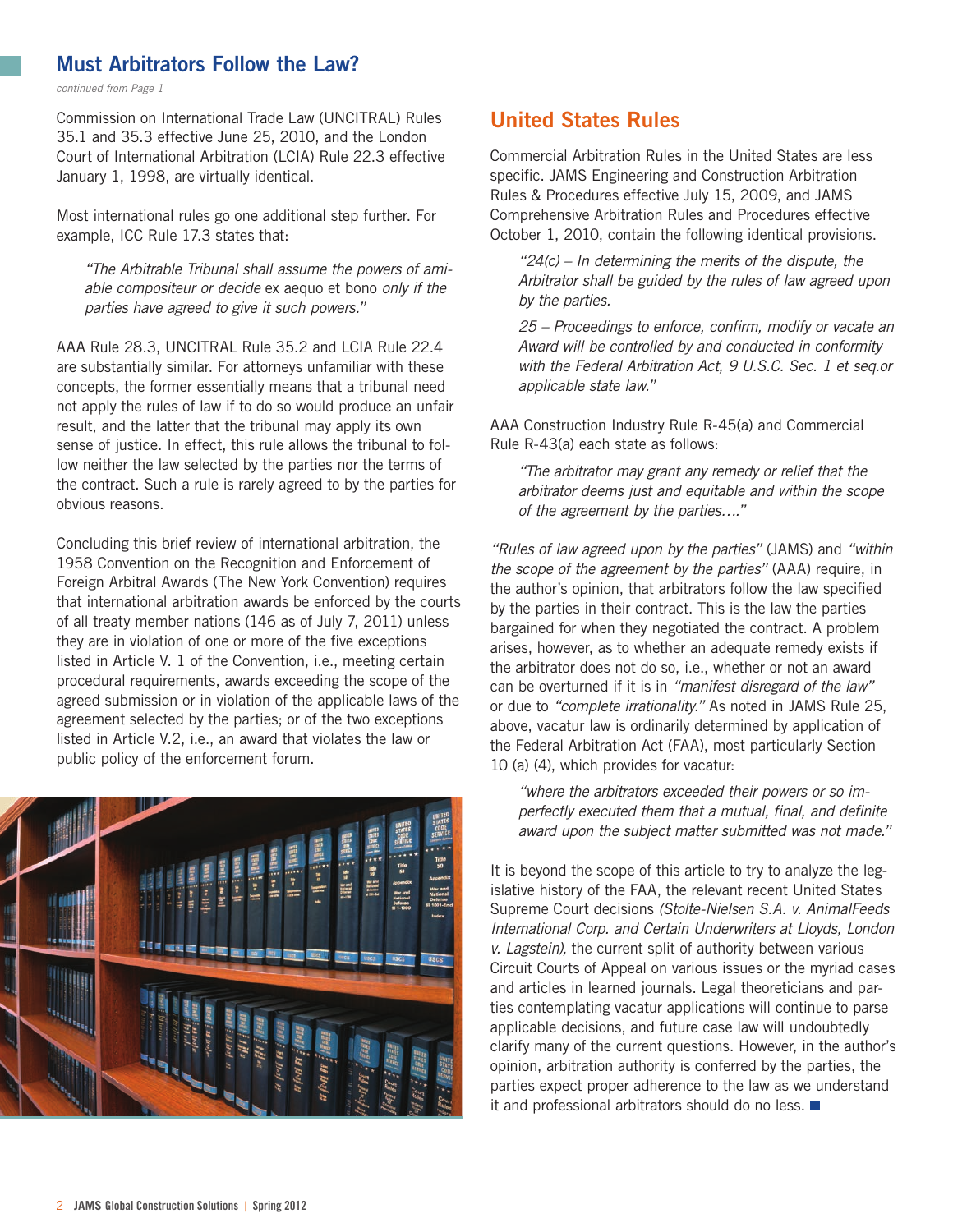## Must Arbitrators Follow the Law?

*continued from Page 1*

Commission on International Trade Law (UNCITRAL) Rules 35.1 and 35.3 effective June 25, 2010, and the London Court of International Arbitration (LCIA) Rule 22.3 effective January 1, 1998, are virtually identical.

Most international rules go one additional step further. For example, ICC Rule 17.3 states that:

> *"The Arbitrable Tribunal shall assume the powers of amiable compositeur or decide* ex aequo et bono *only if the parties have agreed to give it such powers."*

AAA Rule 28.3, UNCITRAL Rule 35.2 and LCIA Rule 22.4 are substantially similar. For attorneys unfamiliar with these concepts, the former essentially means that a tribunal need not apply the rules of law if to do so would produce an unfair result, and the latter that the tribunal may apply its own sense of justice. In effect, this rule allows the tribunal to follow neither the law selected by the parties nor the terms of the contract. Such a rule is rarely agreed to by the parties for obvious reasons.

Concluding this brief review of international arbitration, the 1958 Convention on the Recognition and Enforcement of Foreign Arbitral Awards (The New York Convention) requires that international arbitration awards be enforced by the courts of all treaty member nations (146 as of July 7, 2011) unless they are in violation of one or more of the five exceptions listed in Article V. 1 of the Convention, i.e., meeting certain procedural requirements, awards exceeding the scope of the agreed submission or in violation of the applicable laws of the agreement selected by the parties; or of the two exceptions listed in Article V.2, i.e., an award that violates the law or public policy of the enforcement forum.

## United States Rules

Commercial Arbitration Rules in the United States are less specific. JAMS Engineering and Construction Arbitration Rules & Procedures effective July 15, 2009, and JAMS Comprehensive Arbitration Rules and Procedures effective October 1, 2010, contain the following identical provisions.

> *"24(c) – In determining the merits of the dispute, the Arbitrator shall be guided by the rules of law agreed upon by the parties.*
>
> *25 – Proceedings to enforce, confirm, modify or vacate an Award will be controlled by and conducted in conformity with the Federal Arbitration Act, 9 U.S.C. Sec. 1 et seq.or applicable state law."*

AAA Construction Industry Rule R-45(a) and Commercial Rule R-43(a) each state as follows:

> *"The arbitrator may grant any remedy or relief that the arbitrator deems just and equitable and within the scope of the agreement by the parties…."*

*"Rules of law agreed upon by the parties"* (JAMS) and *"within the scope of the agreement by the parties"* (AAA) require, in the author's opinion, that arbitrators follow the law specified by the parties in their contract. This is the law the parties bargained for when they negotiated the contract. A problem arises, however, as to whether an adequate remedy exists if the arbitrator does not do so, i.e., whether or not an award can be overturned if it is in *"manifest disregard of the law"* or due to *"complete irrationality."* As noted in JAMS Rule 25, above, vacatur law is ordinarily determined by application of the Federal Arbitration Act (FAA), most particularly Section 10 (a) (4), which provides for vacatur:

> *"where the arbitrators exceeded their powers or so imperfectly executed them that a mutual, final, and definite award upon the subject matter submitted was not made."*

It is beyond the scope of this article to try to analyze the legislative history of the FAA, the relevant recent United States Supreme Court decisions *(Stolte-Nielsen S.A. v. AnimalFeeds International Corp. and Certain Underwriters at Lloyds, London v. Lagstein),* the current split of authority between various Circuit Courts of Appeal on various issues or the myriad cases and articles in learned journals. Legal theoreticians and parties contemplating vacatur applications will continue to parse applicable decisions, and future case law will undoubtedly clarify many of the current questions. However, in the author's opinion, arbitration authority is conferred by the parties, the parties expect proper adherence to the law as we understand it and professional arbitrators should do no less. ■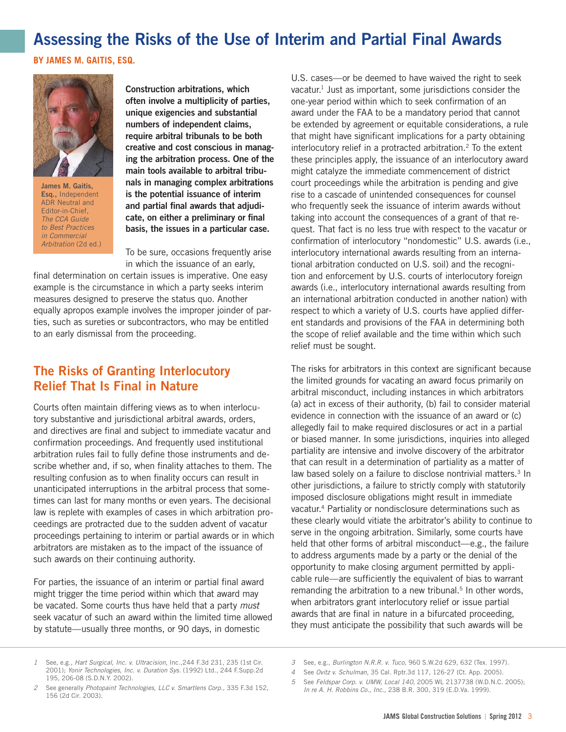# Assessing the Risks of the Use of Interim and Partial Final Awards

**BY JAMES M. GAITIS, ESQ.**

**James M. Gaitis, Esq.,** Independent ADR Neutral and Editor-in-Chief, *The CCA Guide to Best Practices in Commercial Arbitration* (2d ed.)

**Construction arbitrations, which often involve a multiplicity of parties, unique exigencies and substantial numbers of independent claims, require arbitral tribunals to be both creative and cost conscious in managing the arbitration process. One of the main tools available to arbitral tribunals in managing complex arbitrations is the potential issuance of interim and partial final awards that adjudicate, on either a preliminary or final basis, the issues in a particular case.**

To be sure, occasions frequently arise in which the issuance of an early, final determination on certain issues is imperative. One easy example is the circumstance in which a party seeks interim measures designed to preserve the status quo. Another equally apropos example involves the improper joinder of parties, such as sureties or subcontractors, who may be entitled to an early dismissal from the proceeding.

## The Risks of Granting Interlocutory Relief That Is Final in Nature

Courts often maintain differing views as to when interlocutory substantive and jurisdictional arbitral awards, orders, and directives are final and subject to immediate vacatur and confirmation proceedings. And frequently used institutional arbitration rules fail to fully define those instruments and describe whether and, if so, when finality attaches to them. The resulting confusion as to when finality occurs can result in unanticipated interruptions in the arbitral process that sometimes can last for many months or even years. The decisional law is replete with examples of cases in which arbitration proceedings are protracted due to the sudden advent of vacatur proceedings pertaining to interim or partial awards or in which arbitrators are mistaken as to the impact of the issuance of such awards on their continuing authority.

For parties, the issuance of an interim or partial final award might trigger the time period within which that award may be vacated. Some courts thus have held that a party *must* seek vacatur of such an award within the limited time allowed by statute—usually three months, or 90 days, in domestic U.S. cases—or be deemed to have waived the right to seek vacatur.[1] Just as important, some jurisdictions consider the one-year period within which to seek confirmation of an award under the FAA to be a mandatory period that cannot be extended by agreement or equitable considerations, a rule that might have significant implications for a party obtaining interlocutory relief in a protracted arbitration.[2] To the extent these principles apply, the issuance of an interlocutory award might catalyze the immediate commencement of district court proceedings while the arbitration is pending and give rise to a cascade of unintended consequences for counsel who frequently seek the issuance of interim awards without taking into account the consequences of a grant of that request. That fact is no less true with respect to the vacatur or confirmation of interlocutory "nondomestic" U.S. awards (i.e., interlocutory international awards resulting from an international arbitration conducted on U.S. soil) and the recognition and enforcement by U.S. courts of interlocutory foreign awards (i.e., interlocutory international awards resulting from an international arbitration conducted in another nation) with respect to which a variety of U.S. courts have applied different standards and provisions of the FAA in determining both the scope of relief available and the time within which such relief must be sought.

The risks for arbitrators in this context are significant because the limited grounds for vacating an award focus primarily on arbitral misconduct, including instances in which arbitrators (a) act in excess of their authority, (b) fail to consider material evidence in connection with the issuance of an award or (c) allegedly fail to make required disclosures or act in a partial or biased manner. In some jurisdictions, inquiries into alleged partiality are intensive and involve discovery of the arbitrator that can result in a determination of partiality as a matter of law based solely on a failure to disclose nontrivial matters.[3] In other jurisdictions, a failure to strictly comply with statutorily imposed disclosure obligations might result in immediate vacatur.[4] Partiality or nondisclosure determinations such as these clearly would vitiate the arbitrator's ability to continue to serve in the ongoing arbitration. Similarly, some courts have held that other forms of arbitral misconduct—e.g., the failure to address arguments made by a party or the denial of the opportunity to make closing argument permitted by applicable rule—are sufficiently the equivalent of bias to warrant remanding the arbitration to a new tribunal.[5] In other words, when arbitrators grant interlocutory relief or issue partial awards that are final in nature in a bifurcated proceeding, they must anticipate the possibility that such awards will be

---

1. See, e.g., *Hart Surgical, Inc. v. Ultracision,* Inc.,244 F.3d 231, 235 (1st Cir. 2001); *Yonir Technologies, Inc. v. Duration Sys.* (1992) Ltd., 244 F.Supp.2d 195, 206-08 (S.D.N.Y. 2002).
2. See generally *Photopaint Technologies, LLC v. Smartlens Corp.,* 335 F.3d 152, 156 (2d Cir. 2003).
3. See, e.g., *Burlington N.R.R. v. Tuco,* 960 S.W.2d 629, 632 (Tex. 1997).
4. See *Ovitz v. Schulman*, 35 Cal. Rptr.3d 117, 126-27 (Ct. App. 2005).
5. See *Feldspar Corp. v. UMW, Local 140*, 2005 WL 2137738 (W.D.N.C. 2005); *In re A. H. Robbins Co., Inc.,* 238 B.R. 300, 319 (E.D.Va. 1999).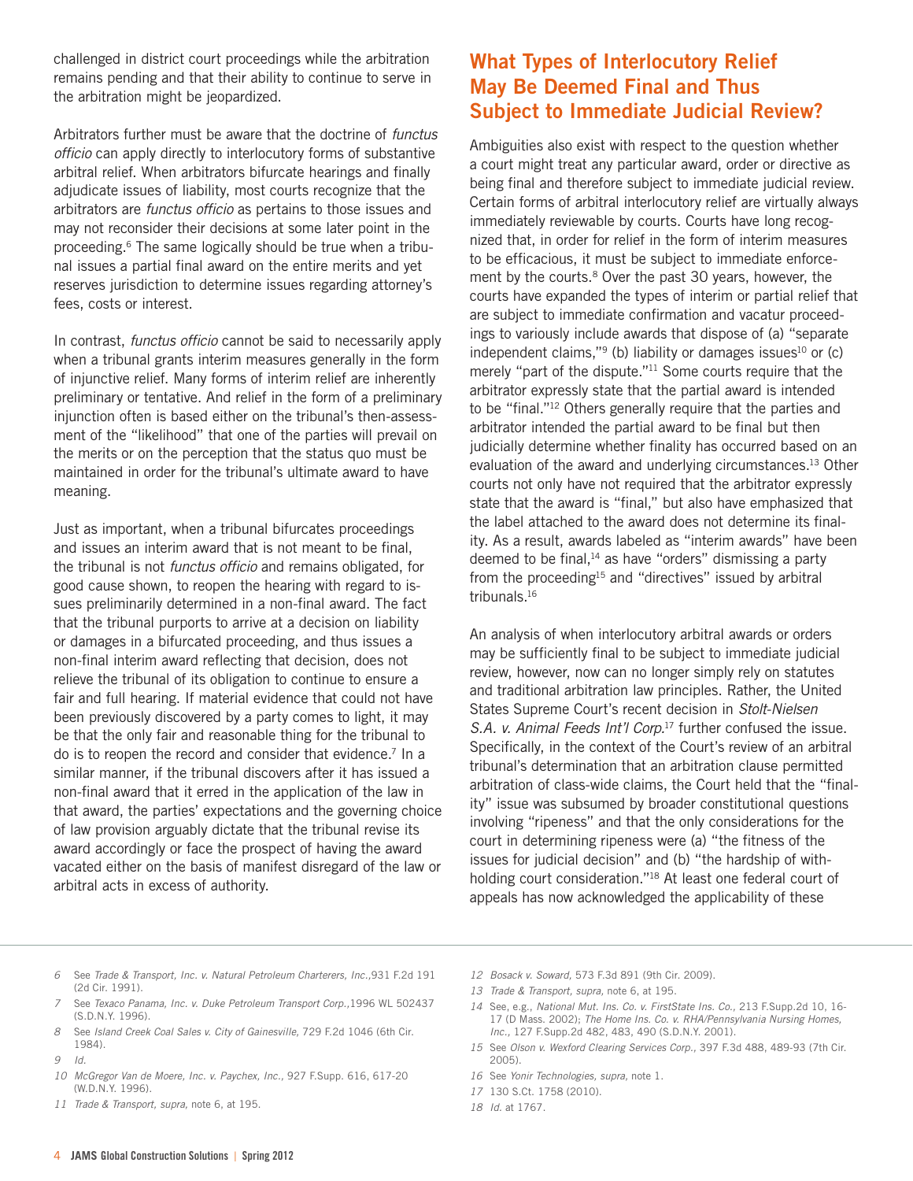challenged in district court proceedings while the arbitration remains pending and that their ability to continue to serve in the arbitration might be jeopardized.

Arbitrators further must be aware that the doctrine of *functus officio* can apply directly to interlocutory forms of substantive arbitral relief. When arbitrators bifurcate hearings and finally adjudicate issues of liability, most courts recognize that the arbitrators are *functus officio* as pertains to those issues and may not reconsider their decisions at some later point in the proceeding.[6] The same logically should be true when a tribunal issues a partial final award on the entire merits and yet reserves jurisdiction to determine issues regarding attorney's fees, costs or interest.

In contrast, *functus officio* cannot be said to necessarily apply when a tribunal grants interim measures generally in the form of injunctive relief. Many forms of interim relief are inherently preliminary or tentative. And relief in the form of a preliminary injunction often is based either on the tribunal's then-assessment of the "likelihood" that one of the parties will prevail on the merits or on the perception that the status quo must be maintained in order for the tribunal's ultimate award to have meaning.

Just as important, when a tribunal bifurcates proceedings and issues an interim award that is not meant to be final, the tribunal is not *functus officio* and remains obligated, for good cause shown, to reopen the hearing with regard to issues preliminarily determined in a non-final award. The fact that the tribunal purports to arrive at a decision on liability or damages in a bifurcated proceeding, and thus issues a non-final interim award reflecting that decision, does not relieve the tribunal of its obligation to continue to ensure a fair and full hearing. If material evidence that could not have been previously discovered by a party comes to light, it may be that the only fair and reasonable thing for the tribunal to do is to reopen the record and consider that evidence.[7] In a similar manner, if the tribunal discovers after it has issued a non-final award that it erred in the application of the law in that award, the parties' expectations and the governing choice of law provision arguably dictate that the tribunal revise its award accordingly or face the prospect of having the award vacated either on the basis of manifest disregard of the law or arbitral acts in excess of authority.

## What Types of Interlocutory Relief May Be Deemed Final and Thus Subject to Immediate Judicial Review?

Ambiguities also exist with respect to the question whether a court might treat any particular award, order or directive as being final and therefore subject to immediate judicial review. Certain forms of arbitral interlocutory relief are virtually always immediately reviewable by courts. Courts have long recognized that, in order for relief in the form of interim measures to be efficacious, it must be subject to immediate enforcement by the courts.[8] Over the past 30 years, however, the courts have expanded the types of interim or partial relief that are subject to immediate confirmation and vacatur proceedings to variously include awards that dispose of (a) "separate independent claims,"[9] (b) liability or damages issues[10] or (c) merely "part of the dispute."[11] Some courts require that the arbitrator expressly state that the partial award is intended to be "final."[12] Others generally require that the parties and arbitrator intended the partial award to be final but then judicially determine whether finality has occurred based on an evaluation of the award and underlying circumstances.[13] Other courts not only have not required that the arbitrator expressly state that the award is "final," but also have emphasized that the label attached to the award does not determine its finality. As a result, awards labeled as "interim awards" have been deemed to be final,[14] as have "orders" dismissing a party from the proceeding[15] and "directives" issued by arbitral tribunals.[16]

An analysis of when interlocutory arbitral awards or orders may be sufficiently final to be subject to immediate judicial review, however, now can no longer simply rely on statutes and traditional arbitration law principles. Rather, the United States Supreme Court's recent decision in *Stolt-Nielsen S.A. v. Animal Feeds Int'l Corp.*[17] further confused the issue. Specifically, in the context of the Court's review of an arbitral tribunal's determination that an arbitration clause permitted arbitration of class-wide claims, the Court held that the "finality" issue was subsumed by broader constitutional questions involving "ripeness" and that the only considerations for the court in determining ripeness were (a) "the fitness of the issues for judicial decision" and (b) "the hardship of withholding court consideration."[18] At least one federal court of appeals has now acknowledged the applicability of these

---

6 See *Trade & Transport, Inc. v. Natural Petroleum Charterers, Inc.*, 931 F.2d 191 (2d Cir. 1991).

7 See *Texaco Panama, Inc. v. Duke Petroleum Transport Corp.*, 1996 WL 502437 (S.D.N.Y. 1996).

8 See *Island Creek Coal Sales v. City of Gainesville*, 729 F.2d 1046 (6th Cir. 1984).

9 *Id.*

10 *McGregor Van de Moere, Inc. v. Paychex, Inc.*, 927 F.Supp. 616, 617-20 (W.D.N.Y. 1996).

11 *Trade & Transport, supra,* note 6, at 195.

12 *Bosack v. Soward,* 573 F.3d 891 (9th Cir. 2009).

13 *Trade & Transport, supra,* note 6, at 195.

14 See, e.g., *National Mut. Ins. Co. v. FirstState Ins. Co.*, 213 F.Supp.2d 10, 16-17 (D Mass. 2002); *The Home Ins. Co. v. RHA/Pennsylvania Nursing Homes, Inc.*, 127 F.Supp.2d 482, 483, 490 (S.D.N.Y. 2001).

15 See *Olson v. Wexford Clearing Services Corp.*, 397 F.3d 488, 489-93 (7th Cir. 2005).

16 See *Yonir Technologies, supra,* note 1.

17 130 S.Ct. 1758 (2010).

18 *Id.* at 1767.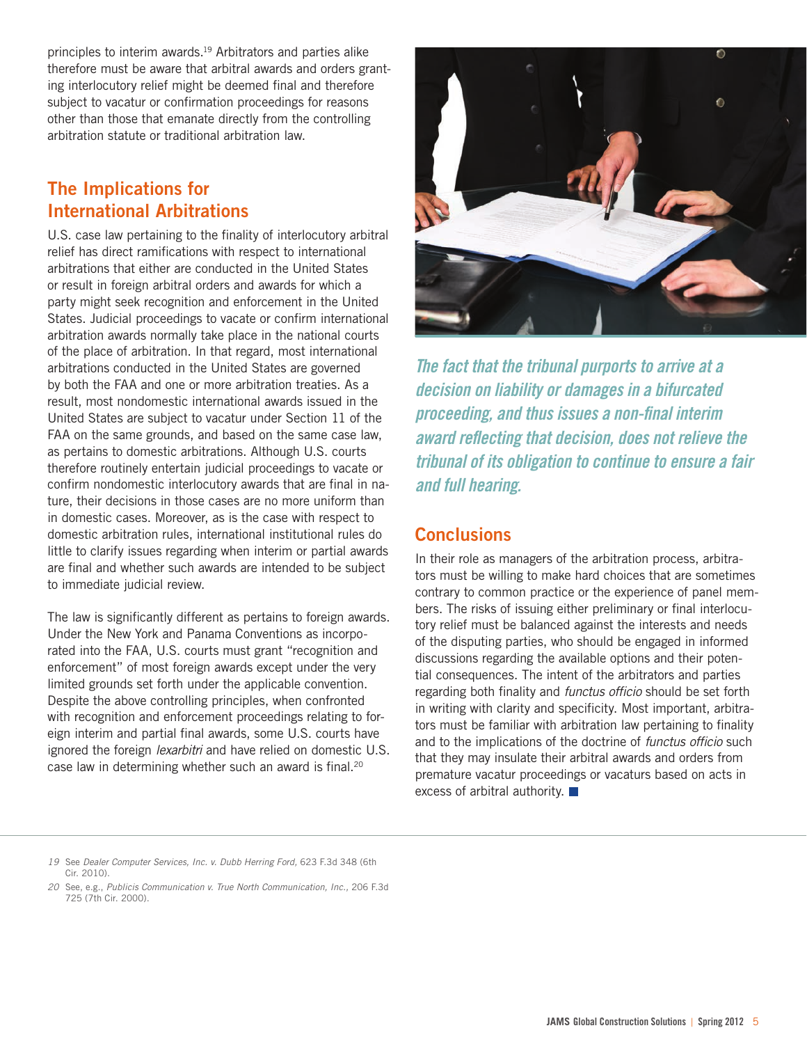principles to interim awards.[19] Arbitrators and parties alike therefore must be aware that arbitral awards and orders granting interlocutory relief might be deemed final and therefore subject to vacatur or confirmation proceedings for reasons other than those that emanate directly from the controlling arbitration statute or traditional arbitration law.

## The Implications for International Arbitrations

U.S. case law pertaining to the finality of interlocutory arbitral relief has direct ramifications with respect to international arbitrations that either are conducted in the United States or result in foreign arbitral orders and awards for which a party might seek recognition and enforcement in the United States. Judicial proceedings to vacate or confirm international arbitration awards normally take place in the national courts of the place of arbitration. In that regard, most international arbitrations conducted in the United States are governed by both the FAA and one or more arbitration treaties. As a result, most nondomestic international awards issued in the United States are subject to vacatur under Section 11 of the FAA on the same grounds, and based on the same case law, as pertains to domestic arbitrations. Although U.S. courts therefore routinely entertain judicial proceedings to vacate or confirm nondomestic interlocutory awards that are final in nature, their decisions in those cases are no more uniform than in domestic cases. Moreover, as is the case with respect to domestic arbitration rules, international institutional rules do little to clarify issues regarding when interim or partial awards are final and whether such awards are intended to be subject to immediate judicial review.

The law is significantly different as pertains to foreign awards. Under the New York and Panama Conventions as incorporated into the FAA, U.S. courts must grant "recognition and enforcement" of most foreign awards except under the very limited grounds set forth under the applicable convention. Despite the above controlling principles, when confronted with recognition and enforcement proceedings relating to foreign interim and partial final awards, some U.S. courts have ignored the foreign *lexarbitri* and have relied on domestic U.S. case law in determining whether such an award is final.[20]

*The fact that the tribunal purports to arrive at a decision on liability or damages in a bifurcated proceeding, and thus issues a non-final interim award reflecting that decision, does not relieve the tribunal of its obligation to continue to ensure a fair and full hearing.*

## Conclusions

In their role as managers of the arbitration process, arbitrators must be willing to make hard choices that are sometimes contrary to common practice or the experience of panel members. The risks of issuing either preliminary or final interlocutory relief must be balanced against the interests and needs of the disputing parties, who should be engaged in informed discussions regarding the available options and their potential consequences. The intent of the arbitrators and parties regarding both finality and *functus officio* should be set forth in writing with clarity and specificity. Most important, arbitrators must be familiar with arbitration law pertaining to finality and to the implications of the doctrine of *functus officio* such that they may insulate their arbitral awards and orders from premature vacatur proceedings or vacaturs based on acts in excess of arbitral authority.

---

19 See *Dealer Computer Services, Inc. v. Dubb Herring Ford*, 623 F.3d 348 (6th Cir. 2010).

20 See, e.g., *Publicis Communication v. True North Communication, Inc.*, 206 F.3d 725 (7th Cir. 2000).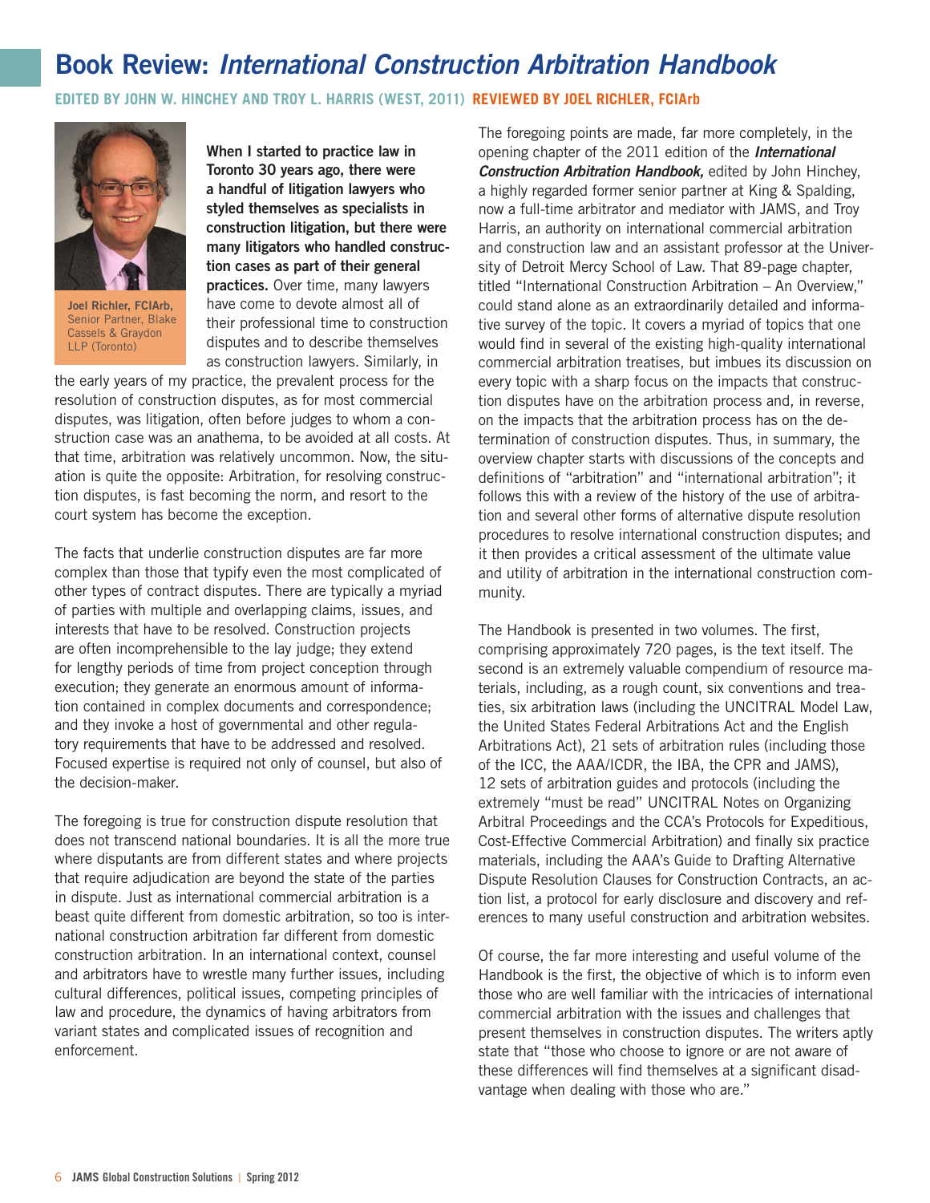# Book Review: *International Construction Arbitration Handbook*

**EDITED BY JOHN W. HINCHEY AND TROY L. HARRIS (WEST, 2011) REVIEWED BY JOEL RICHLER, FCIArb**

**Joel Richler, FCIArb,** Senior Partner, Blake Cassels & Graydon LLP (Toronto)

**When I started to practice law in Toronto 30 years ago, there were a handful of litigation lawyers who styled themselves as specialists in construction litigation, but there were many litigators who handled construction cases as part of their general practices.** Over time, many lawyers have come to devote almost all of their professional time to construction disputes and to describe themselves as construction lawyers. Similarly, in the early years of my practice, the prevalent process for the resolution of construction disputes, as for most commercial disputes, was litigation, often before judges to whom a construction case was an anathema, to be avoided at all costs. At that time, arbitration was relatively uncommon. Now, the situation is quite the opposite: Arbitration, for resolving construction disputes, is fast becoming the norm, and resort to the court system has become the exception.

The facts that underlie construction disputes are far more complex than those that typify even the most complicated of other types of contract disputes. There are typically a myriad of parties with multiple and overlapping claims, issues, and interests that have to be resolved. Construction projects are often incomprehensible to the lay judge; they extend for lengthy periods of time from project conception through execution; they generate an enormous amount of information contained in complex documents and correspondence; and they invoke a host of governmental and other regulatory requirements that have to be addressed and resolved. Focused expertise is required not only of counsel, but also of the decision-maker.

The foregoing is true for construction dispute resolution that does not transcend national boundaries. It is all the more true where disputants are from different states and where projects that require adjudication are beyond the state of the parties in dispute. Just as international commercial arbitration is a beast quite different from domestic arbitration, so too is international construction arbitration far different from domestic construction arbitration. In an international context, counsel and arbitrators have to wrestle many further issues, including cultural differences, political issues, competing principles of law and procedure, the dynamics of having arbitrators from variant states and complicated issues of recognition and enforcement.

The foregoing points are made, far more completely, in the opening chapter of the 2011 edition of the ***International Construction Arbitration Handbook,*** edited by John Hinchey, a highly regarded former senior partner at King & Spalding, now a full-time arbitrator and mediator with JAMS, and Troy Harris, an authority on international commercial arbitration and construction law and an assistant professor at the University of Detroit Mercy School of Law. That 89-page chapter, titled "International Construction Arbitration – An Overview," could stand alone as an extraordinarily detailed and informative survey of the topic. It covers a myriad of topics that one would find in several of the existing high-quality international commercial arbitration treatises, but imbues its discussion on every topic with a sharp focus on the impacts that construction disputes have on the arbitration process and, in reverse, on the impacts that the arbitration process has on the determination of construction disputes. Thus, in summary, the overview chapter starts with discussions of the concepts and definitions of "arbitration" and "international arbitration"; it follows this with a review of the history of the use of arbitration and several other forms of alternative dispute resolution procedures to resolve international construction disputes; and it then provides a critical assessment of the ultimate value and utility of arbitration in the international construction community.

The Handbook is presented in two volumes. The first, comprising approximately 720 pages, is the text itself. The second is an extremely valuable compendium of resource materials, including, as a rough count, six conventions and treaties, six arbitration laws (including the UNCITRAL Model Law, the United States Federal Arbitrations Act and the English Arbitrations Act), 21 sets of arbitration rules (including those of the ICC, the AAA/ICDR, the IBA, the CPR and JAMS), 12 sets of arbitration guides and protocols (including the extremely "must be read" UNCITRAL Notes on Organizing Arbitral Proceedings and the CCA's Protocols for Expeditious, Cost-Effective Commercial Arbitration) and finally six practice materials, including the AAA's Guide to Drafting Alternative Dispute Resolution Clauses for Construction Contracts, an action list, a protocol for early disclosure and discovery and references to many useful construction and arbitration websites.

Of course, the far more interesting and useful volume of the Handbook is the first, the objective of which is to inform even those who are well familiar with the intricacies of international commercial arbitration with the issues and challenges that present themselves in construction disputes. The writers aptly state that "those who choose to ignore or are not aware of these differences will find themselves at a significant disadvantage when dealing with those who are."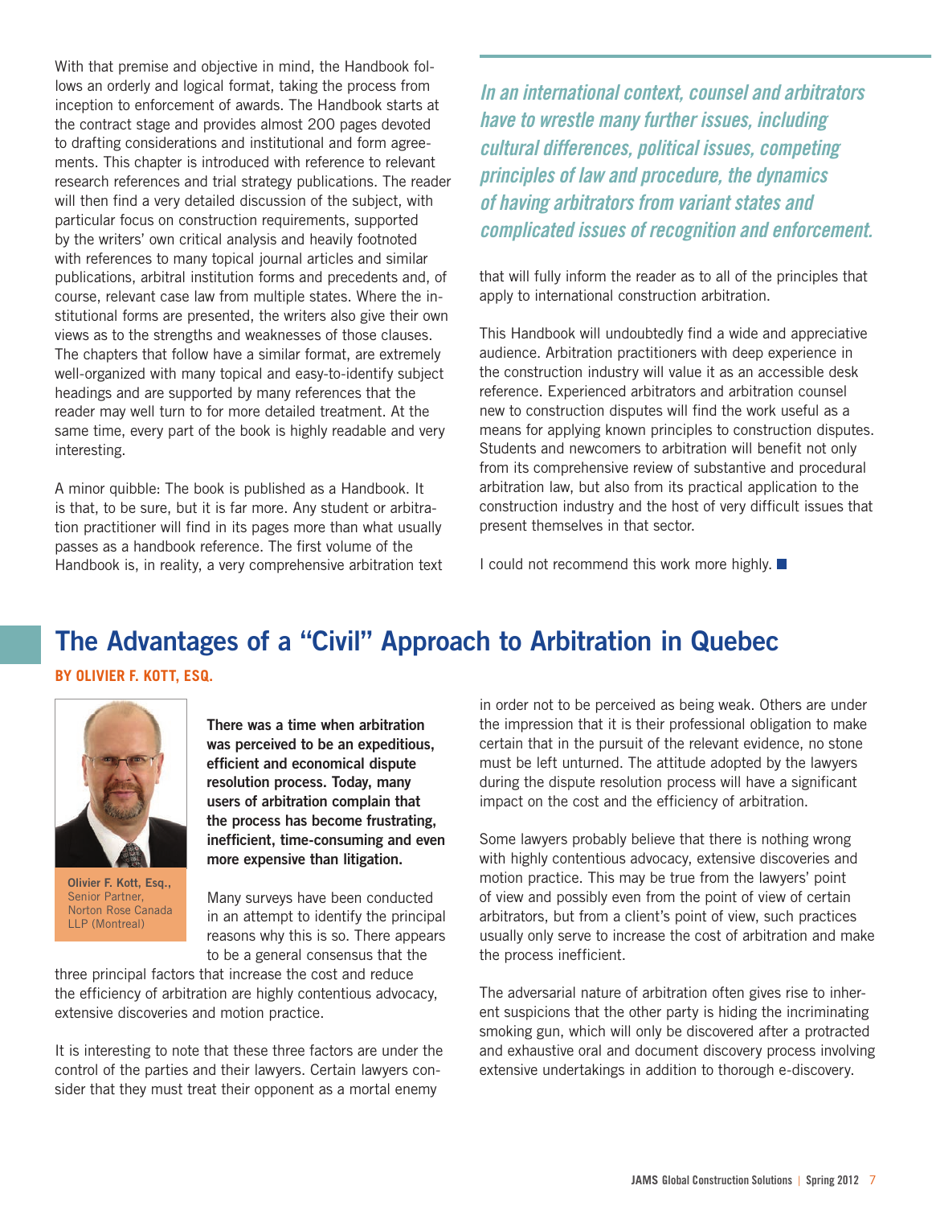With that premise and objective in mind, the Handbook follows an orderly and logical format, taking the process from inception to enforcement of awards. The Handbook starts at the contract stage and provides almost 200 pages devoted to drafting considerations and institutional and form agreements. This chapter is introduced with reference to relevant research references and trial strategy publications. The reader will then find a very detailed discussion of the subject, with particular focus on construction requirements, supported by the writers' own critical analysis and heavily footnoted with references to many topical journal articles and similar publications, arbitral institution forms and precedents and, of course, relevant case law from multiple states. Where the institutional forms are presented, the writers also give their own views as to the strengths and weaknesses of those clauses. The chapters that follow have a similar format, are extremely well-organized with many topical and easy-to-identify subject headings and are supported by many references that the reader may well turn to for more detailed treatment. At the same time, every part of the book is highly readable and very interesting.

A minor quibble: The book is published as a Handbook. It is that, to be sure, but it is far more. Any student or arbitration practitioner will find in its pages more than what usually passes as a handbook reference. The first volume of the Handbook is, in reality, a very comprehensive arbitration text that will fully inform the reader as to all of the principles that apply to international construction arbitration.

*In an international context, counsel and arbitrators have to wrestle many further issues, including cultural differences, political issues, competing principles of law and procedure, the dynamics of having arbitrators from variant states and complicated issues of recognition and enforcement.*

This Handbook will undoubtedly find a wide and appreciative audience. Arbitration practitioners with deep experience in the construction industry will value it as an accessible desk reference. Experienced arbitrators and arbitration counsel new to construction disputes will find the work useful as a means for applying known principles to construction disputes. Students and newcomers to arbitration will benefit not only from its comprehensive review of substantive and procedural arbitration law, but also from its practical application to the construction industry and the host of very difficult issues that present themselves in that sector.

I could not recommend this work more highly.

## The Advantages of a "Civil" Approach to Arbitration in Quebec

**BY OLIVIER F. KOTT, ESQ.**

**Olivier F. Kott, Esq.,**
Senior Partner,
Norton Rose Canada LLP (Montreal)

**There was a time when arbitration was perceived to be an expeditious, efficient and economical dispute resolution process. Today, many users of arbitration complain that the process has become frustrating, inefficient, time-consuming and even more expensive than litigation.**

Many surveys have been conducted in an attempt to identify the principal reasons why this is so. There appears to be a general consensus that the three principal factors that increase the cost and reduce the efficiency of arbitration are highly contentious advocacy, extensive discoveries and motion practice.

It is interesting to note that these three factors are under the control of the parties and their lawyers. Certain lawyers consider that they must treat their opponent as a mortal enemy in order not to be perceived as being weak. Others are under the impression that it is their professional obligation to make certain that in the pursuit of the relevant evidence, no stone must be left unturned. The attitude adopted by the lawyers during the dispute resolution process will have a significant impact on the cost and the efficiency of arbitration.

Some lawyers probably believe that there is nothing wrong with highly contentious advocacy, extensive discoveries and motion practice. This may be true from the lawyers' point of view and possibly even from the point of view of certain arbitrators, but from a client's point of view, such practices usually only serve to increase the cost of arbitration and make the process inefficient.

The adversarial nature of arbitration often gives rise to inherent suspicions that the other party is hiding the incriminating smoking gun, which will only be discovered after a protracted and exhaustive oral and document discovery process involving extensive undertakings in addition to thorough e-discovery.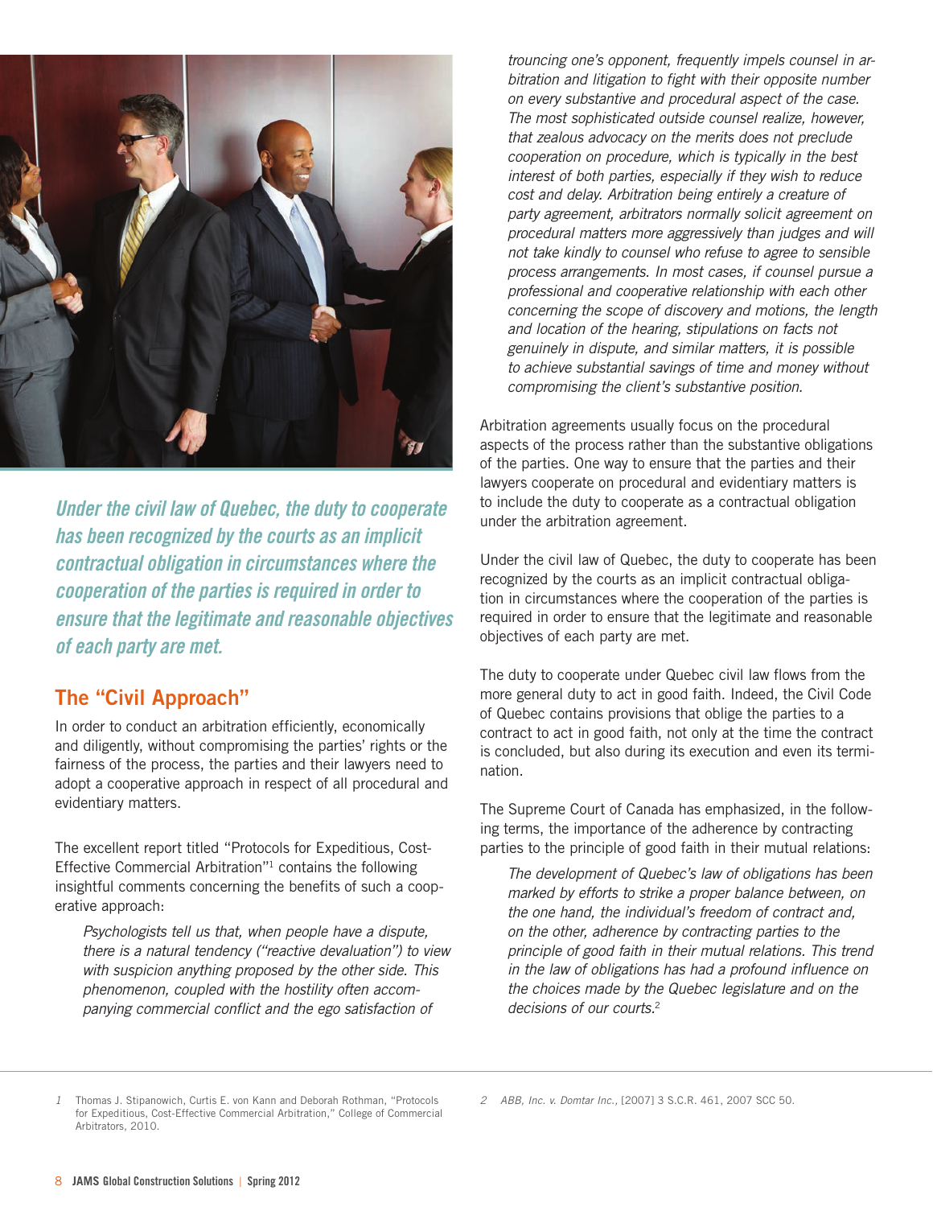*Under the civil law of Quebec, the duty to cooperate has been recognized by the courts as an implicit contractual obligation in circumstances where the cooperation of the parties is required in order to ensure that the legitimate and reasonable objectives of each party are met.*

## The "Civil Approach"

In order to conduct an arbitration efficiently, economically and diligently, without compromising the parties' rights or the fairness of the process, the parties and their lawyers need to adopt a cooperative approach in respect of all procedural and evidentiary matters.

The excellent report titled "Protocols for Expeditious, Cost-Effective Commercial Arbitration"[1] contains the following insightful comments concerning the benefits of such a cooperative approach:

> *Psychologists tell us that, when people have a dispute, there is a natural tendency ("reactive devaluation") to view with suspicion anything proposed by the other side. This phenomenon, coupled with the hostility often accompanying commercial conflict and the ego satisfaction of trouncing one's opponent, frequently impels counsel in arbitration and litigation to fight with their opposite number on every substantive and procedural aspect of the case. The most sophisticated outside counsel realize, however, that zealous advocacy on the merits does not preclude cooperation on procedure, which is typically in the best interest of both parties, especially if they wish to reduce cost and delay. Arbitration being entirely a creature of party agreement, arbitrators normally solicit agreement on procedural matters more aggressively than judges and will not take kindly to counsel who refuse to agree to sensible process arrangements. In most cases, if counsel pursue a professional and cooperative relationship with each other concerning the scope of discovery and motions, the length and location of the hearing, stipulations on facts not genuinely in dispute, and similar matters, it is possible to achieve substantial savings of time and money without compromising the client's substantive position.*

Arbitration agreements usually focus on the procedural aspects of the process rather than the substantive obligations of the parties. One way to ensure that the parties and their lawyers cooperate on procedural and evidentiary matters is to include the duty to cooperate as a contractual obligation under the arbitration agreement.

Under the civil law of Quebec, the duty to cooperate has been recognized by the courts as an implicit contractual obligation in circumstances where the cooperation of the parties is required in order to ensure that the legitimate and reasonable objectives of each party are met.

The duty to cooperate under Quebec civil law flows from the more general duty to act in good faith. Indeed, the Civil Code of Quebec contains provisions that oblige the parties to a contract to act in good faith, not only at the time the contract is concluded, but also during its execution and even its termination.

The Supreme Court of Canada has emphasized, in the following terms, the importance of the adherence by contracting parties to the principle of good faith in their mutual relations:

> *The development of Quebec's law of obligations has been marked by efforts to strike a proper balance between, on the one hand, the individual's freedom of contract and, on the other, adherence by contracting parties to the principle of good faith in their mutual relations. This trend in the law of obligations has had a profound influence on the choices made by the Quebec legislature and on the decisions of our courts.*[2]

---

1 Thomas J. Stipanowich, Curtis E. von Kann and Deborah Rothman, "Protocols for Expeditious, Cost-Effective Commercial Arbitration," College of Commercial Arbitrators, 2010.

2 *ABB, Inc. v. Domtar Inc.*, [2007] 3 S.C.R. 461, 2007 SCC 50.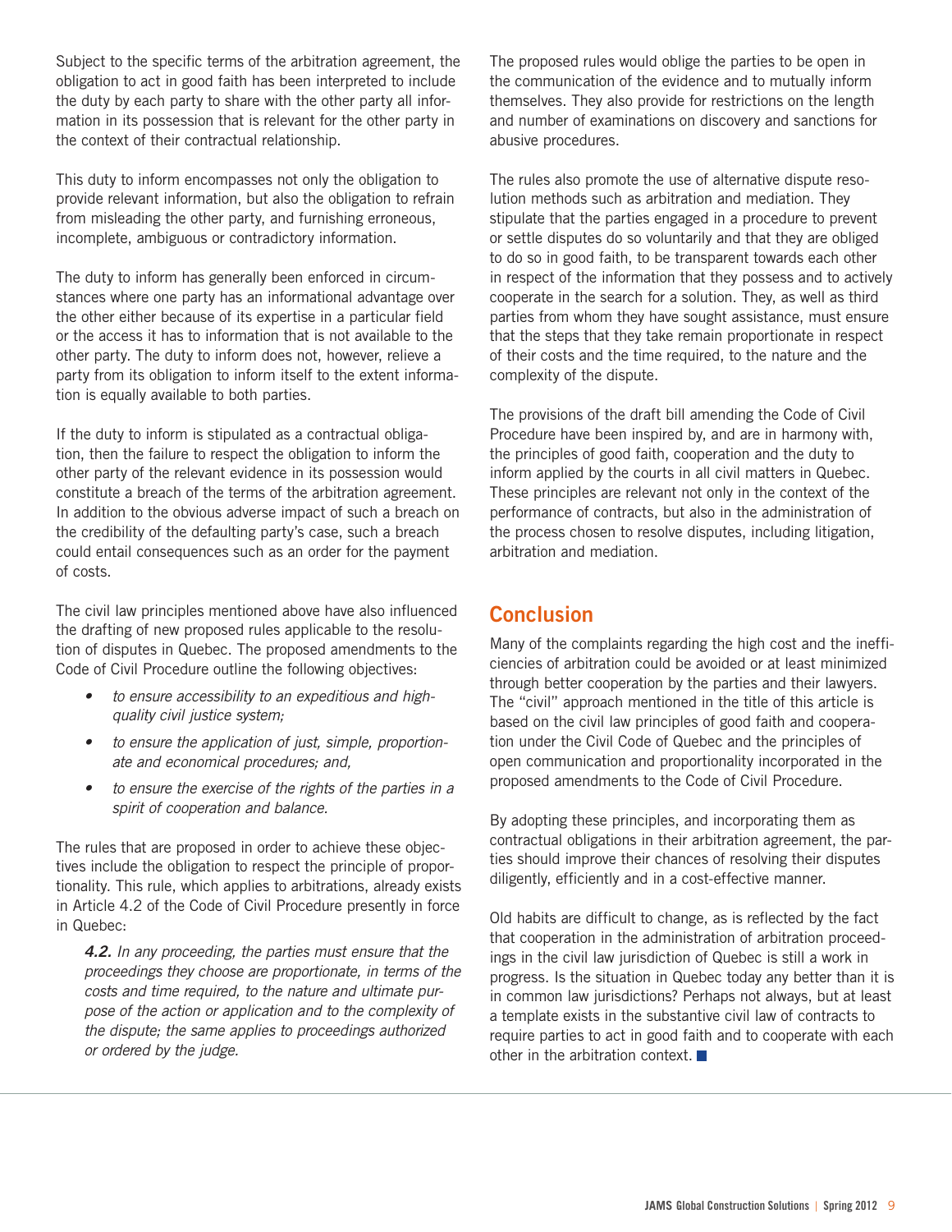Subject to the specific terms of the arbitration agreement, the obligation to act in good faith has been interpreted to include the duty by each party to share with the other party all information in its possession that is relevant for the other party in the context of their contractual relationship.

This duty to inform encompasses not only the obligation to provide relevant information, but also the obligation to refrain from misleading the other party, and furnishing erroneous, incomplete, ambiguous or contradictory information.

The duty to inform has generally been enforced in circumstances where one party has an informational advantage over the other either because of its expertise in a particular field or the access it has to information that is not available to the other party. The duty to inform does not, however, relieve a party from its obligation to inform itself to the extent information is equally available to both parties.

If the duty to inform is stipulated as a contractual obligation, then the failure to respect the obligation to inform the other party of the relevant evidence in its possession would constitute a breach of the terms of the arbitration agreement. In addition to the obvious adverse impact of such a breach on the credibility of the defaulting party's case, such a breach could entail consequences such as an order for the payment of costs.

The civil law principles mentioned above have also influenced the drafting of new proposed rules applicable to the resolution of disputes in Quebec. The proposed amendments to the Code of Civil Procedure outline the following objectives:

- *to ensure accessibility to an expeditious and high-quality civil justice system;*
- *to ensure the application of just, simple, proportionate and economical procedures; and,*
- *to ensure the exercise of the rights of the parties in a spirit of cooperation and balance.*

The rules that are proposed in order to achieve these objectives include the obligation to respect the principle of proportionality. This rule, which applies to arbitrations, already exists in Article 4.2 of the Code of Civil Procedure presently in force in Quebec:

> ***4.2.*** *In any proceeding, the parties must ensure that the proceedings they choose are proportionate, in terms of the costs and time required, to the nature and ultimate purpose of the action or application and to the complexity of the dispute; the same applies to proceedings authorized or ordered by the judge.*

The proposed rules would oblige the parties to be open in the communication of the evidence and to mutually inform themselves. They also provide for restrictions on the length and number of examinations on discovery and sanctions for abusive procedures.

The rules also promote the use of alternative dispute resolution methods such as arbitration and mediation. They stipulate that the parties engaged in a procedure to prevent or settle disputes do so voluntarily and that they are obliged to do so in good faith, to be transparent towards each other in respect of the information that they possess and to actively cooperate in the search for a solution. They, as well as third parties from whom they have sought assistance, must ensure that the steps that they take remain proportionate in respect of their costs and the time required, to the nature and the complexity of the dispute.

The provisions of the draft bill amending the Code of Civil Procedure have been inspired by, and are in harmony with, the principles of good faith, cooperation and the duty to inform applied by the courts in all civil matters in Quebec. These principles are relevant not only in the context of the performance of contracts, but also in the administration of the process chosen to resolve disputes, including litigation, arbitration and mediation.

## Conclusion

Many of the complaints regarding the high cost and the inefficiencies of arbitration could be avoided or at least minimized through better cooperation by the parties and their lawyers. The "civil" approach mentioned in the title of this article is based on the civil law principles of good faith and cooperation under the Civil Code of Quebec and the principles of open communication and proportionality incorporated in the proposed amendments to the Code of Civil Procedure.

By adopting these principles, and incorporating them as contractual obligations in their arbitration agreement, the parties should improve their chances of resolving their disputes diligently, efficiently and in a cost-effective manner.

Old habits are difficult to change, as is reflected by the fact that cooperation in the administration of arbitration proceedings in the civil law jurisdiction of Quebec is still a work in progress. Is the situation in Quebec today any better than it is in common law jurisdictions? Perhaps not always, but at least a template exists in the substantive civil law of contracts to require parties to act in good faith and to cooperate with each other in the arbitration context.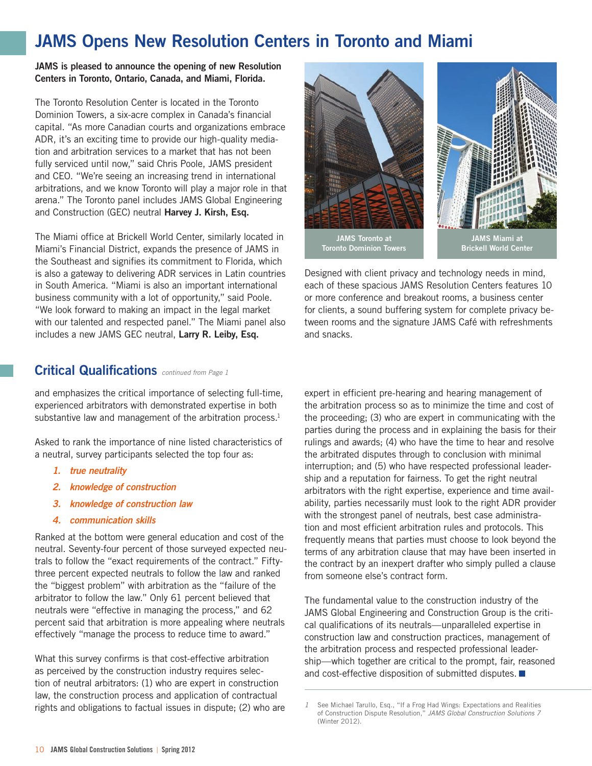# JAMS Opens New Resolution Centers in Toronto and Miami

**JAMS is pleased to announce the opening of new Resolution Centers in Toronto, Ontario, Canada, and Miami, Florida.**

The Toronto Resolution Center is located in the Toronto Dominion Towers, a six-acre complex in Canada's financial capital. "As more Canadian courts and organizations embrace ADR, it's an exciting time to provide our high-quality mediation and arbitration services to a market that has not been fully serviced until now," said Chris Poole, JAMS president and CEO. "We're seeing an increasing trend in international arbitrations, and we know Toronto will play a major role in that arena." The Toronto panel includes JAMS Global Engineering and Construction (GEC) neutral **Harvey J. Kirsh, Esq.**

The Miami office at Brickell World Center, similarly located in Miami's Financial District, expands the presence of JAMS in the Southeast and signifies its commitment to Florida, which is also a gateway to delivering ADR services in Latin countries in South America. "Miami is also an important international business community with a lot of opportunity," said Poole. "We look forward to making an impact in the legal market with our talented and respected panel." The Miami panel also includes a new JAMS GEC neutral, **Larry R. Leiby, Esq.**

JAMS Toronto at Toronto Dominion Towers

JAMS Miami at Brickell World Center

Designed with client privacy and technology needs in mind, each of these spacious JAMS Resolution Centers features 10 or more conference and breakout rooms, a business center for clients, a sound buffering system for complete privacy between rooms and the signature JAMS Café with refreshments and snacks.

## Critical Qualifications *continued from Page 1*

and emphasizes the critical importance of selecting full-time, experienced arbitrators with demonstrated expertise in both substantive law and management of the arbitration process.[1]

Asked to rank the importance of nine listed characteristics of a neutral, survey participants selected the top four as:

1. *true neutrality*
2. *knowledge of construction*
3. *knowledge of construction law*
4. *communication skills*

Ranked at the bottom were general education and cost of the neutral. Seventy-four percent of those surveyed expected neutrals to follow the "exact requirements of the contract." Fifty-three percent expected neutrals to follow the law and ranked the "biggest problem" with arbitration as the "failure of the arbitrator to follow the law." Only 61 percent believed that neutrals were "effective in managing the process," and 62 percent said that arbitration is more appealing where neutrals effectively "manage the process to reduce time to award."

What this survey confirms is that cost-effective arbitration as perceived by the construction industry requires selection of neutral arbitrators: (1) who are expert in construction law, the construction process and application of contractual rights and obligations to factual issues in dispute; (2) who are expert in efficient pre-hearing and hearing management of the arbitration process so as to minimize the time and cost of the proceeding; (3) who are expert in communicating with the parties during the process and in explaining the basis for their rulings and awards; (4) who have the time to hear and resolve the arbitrated disputes through to conclusion with minimal interruption; and (5) who have respected professional leadership and a reputation for fairness. To get the right neutral arbitrators with the right expertise, experience and time availability, parties necessarily must look to the right ADR provider with the strongest panel of neutrals, best case administration and most efficient arbitration rules and protocols. This frequently means that parties must choose to look beyond the terms of any arbitration clause that may have been inserted in the contract by an inexpert drafter who simply pulled a clause from someone else's contract form.

The fundamental value to the construction industry of the JAMS Global Engineering and Construction Group is the critical qualifications of its neutrals—unparalleled expertise in construction law and construction practices, management of the arbitration process and respected professional leadership—which together are critical to the prompt, fair, reasoned and cost-effective disposition of submitted disputes. ■

---

1 See Michael Tarullo, Esq., "If a Frog Had Wings: Expectations and Realities of Construction Dispute Resolution," *JAMS Global Construction Solutions 7* (Winter 2012).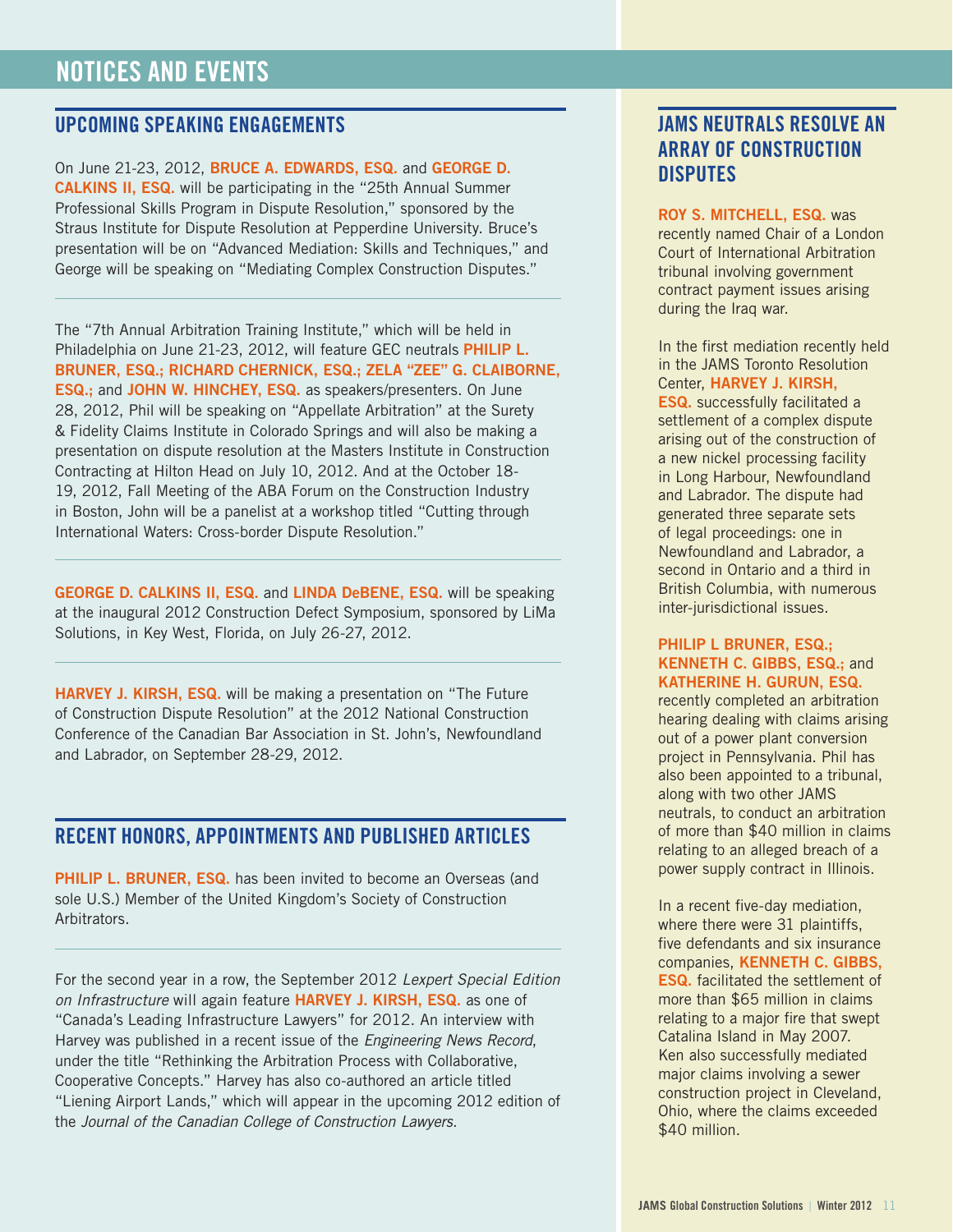# NOTICES AND EVENTS

## UPCOMING SPEAKING ENGAGEMENTS

On June 21-23, 2012, **BRUCE A. EDWARDS, ESQ.** and **GEORGE D. CALKINS II, ESQ.** will be participating in the "25th Annual Summer Professional Skills Program in Dispute Resolution," sponsored by the Straus Institute for Dispute Resolution at Pepperdine University. Bruce's presentation will be on "Advanced Mediation: Skills and Techniques," and George will be speaking on "Mediating Complex Construction Disputes."

---

The "7th Annual Arbitration Training Institute," which will be held in Philadelphia on June 21-23, 2012, will feature GEC neutrals **PHILIP L. BRUNER, ESQ.; RICHARD CHERNICK, ESQ.; ZELA "ZEE" G. CLAIBORNE, ESQ.;** and **JOHN W. HINCHEY, ESQ.** as speakers/presenters. On June 28, 2012, Phil will be speaking on "Appellate Arbitration" at the Surety & Fidelity Claims Institute in Colorado Springs and will also be making a presentation on dispute resolution at the Masters Institute in Construction Contracting at Hilton Head on July 10, 2012. And at the October 18-19, 2012, Fall Meeting of the ABA Forum on the Construction Industry in Boston, John will be a panelist at a workshop titled "Cutting through International Waters: Cross-border Dispute Resolution."

---

**GEORGE D. CALKINS II, ESQ.** and **LINDA DeBENE, ESQ.** will be speaking at the inaugural 2012 Construction Defect Symposium, sponsored by LiMa Solutions, in Key West, Florida, on July 26-27, 2012.

---

**HARVEY J. KIRSH, ESQ.** will be making a presentation on "The Future of Construction Dispute Resolution" at the 2012 National Construction Conference of the Canadian Bar Association in St. John's, Newfoundland and Labrador, on September 28-29, 2012.

## RECENT HONORS, APPOINTMENTS AND PUBLISHED ARTICLES

**PHILIP L. BRUNER, ESQ.** has been invited to become an Overseas (and sole U.S.) Member of the United Kingdom's Society of Construction Arbitrators.

---

For the second year in a row, the September 2012 *Lexpert Special Edition on Infrastructure* will again feature **HARVEY J. KIRSH, ESQ.** as one of "Canada's Leading Infrastructure Lawyers" for 2012. An interview with Harvey was published in a recent issue of the *Engineering News Record*, under the title "Rethinking the Arbitration Process with Collaborative, Cooperative Concepts." Harvey has also co-authored an article titled "Liening Airport Lands," which will appear in the upcoming 2012 edition of the *Journal of the Canadian College of Construction Lawyers.*

## JAMS NEUTRALS RESOLVE AN ARRAY OF CONSTRUCTION DISPUTES

**ROY S. MITCHELL, ESQ.** was recently named Chair of a London Court of International Arbitration tribunal involving government contract payment issues arising during the Iraq war.

In the first mediation recently held in the JAMS Toronto Resolution Center, **HARVEY J. KIRSH, ESQ.** successfully facilitated a settlement of a complex dispute arising out of the construction of a new nickel processing facility in Long Harbour, Newfoundland and Labrador. The dispute had generated three separate sets of legal proceedings: one in Newfoundland and Labrador, a second in Ontario and a third in British Columbia, with numerous inter-jurisdictional issues.

**PHILIP L BRUNER, ESQ.; KENNETH C. GIBBS, ESQ.;** and **KATHERINE H. GURUN, ESQ.** recently completed an arbitration hearing dealing with claims arising out of a power plant conversion project in Pennsylvania. Phil has also been appointed to a tribunal, along with two other JAMS neutrals, to conduct an arbitration of more than $40 million in claims relating to an alleged breach of a power supply contract in Illinois.

In a recent five-day mediation, where there were 31 plaintiffs, five defendants and six insurance companies, **KENNETH C. GIBBS, ESQ.** facilitated the settlement of more than $65 million in claims relating to a major fire that swept Catalina Island in May 2007. Ken also successfully mediated major claims involving a sewer construction project in Cleveland, Ohio, where the claims exceeded $40 million.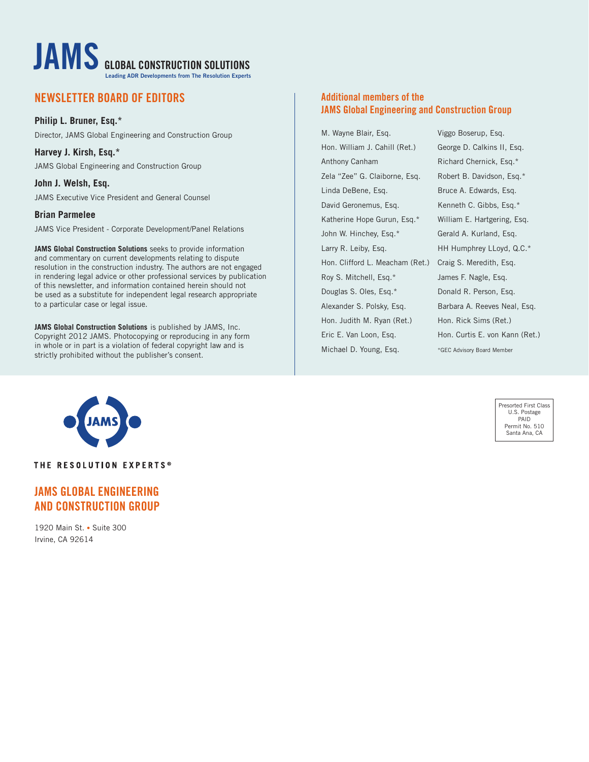# JAMS GLOBAL CONSTRUCTION SOLUTIONS

Leading ADR Developments from The Resolution Experts

## NEWSLETTER BOARD OF EDITORS

**Philip L. Bruner, Esq.***

Director, JAMS Global Engineering and Construction Group

**Harvey J. Kirsh, Esq.***

JAMS Global Engineering and Construction Group

**John J. Welsh, Esq.**

JAMS Executive Vice President and General Counsel

**Brian Parmelee**

JAMS Vice President - Corporate Development/Panel Relations

**JAMS Global Construction Solutions** seeks to provide information and commentary on current developments relating to dispute resolution in the construction industry. The authors are not engaged in rendering legal advice or other professional services by publication of this newsletter, and information contained herein should not be used as a substitute for independent legal research appropriate to a particular case or legal issue.

**JAMS Global Construction Solutions** is published by JAMS, Inc. Copyright 2012 JAMS. Photocopying or reproducing in any form in whole or in part is a violation of federal copyright law and is strictly prohibited without the publisher's consent.

## Additional members of the JAMS Global Engineering and Construction Group

- M. Wayne Blair, Esq.
- Hon. William J. Cahill (Ret.)
- Anthony Canham
- Zela "Zee" G. Claiborne, Esq.
- Linda DeBene, Esq.
- David Geronemus, Esq.
- Katherine Hope Gurun, Esq.*
- John W. Hinchey, Esq.*
- Larry R. Leiby, Esq.
- Hon. Clifford L. Meacham (Ret.)
- Roy S. Mitchell, Esq.*
- Douglas S. Oles, Esq.*
- Alexander S. Polsky, Esq.
- Hon. Judith M. Ryan (Ret.)
- Eric E. Van Loon, Esq.
- Michael D. Young, Esq.
- Viggo Boserup, Esq.
- George D. Calkins II, Esq.
- Richard Chernick, Esq.*
- Robert B. Davidson, Esq.*
- Bruce A. Edwards, Esq.
- Kenneth C. Gibbs, Esq.*
- William E. Hartgering, Esq.
- Gerald A. Kurland, Esq.
- HH Humphrey LLoyd, Q.C.*
- Craig S. Meredith, Esq.
- James F. Nagle, Esq.
- Donald R. Person, Esq.
- Barbara A. Reeves Neal, Esq.
- Hon. Rick Sims (Ret.)
- Hon. Curtis E. von Kann (Ret.)

*GEC Advisory Board Member

JAMS

THE RESOLUTION EXPERTS®

## JAMS GLOBAL ENGINEERING AND CONSTRUCTION GROUP

1920 Main St. • Suite 300
Irvine, CA 92614

Presorted First Class
U.S. Postage
PAID
Permit No. 510
Santa Ana, CA